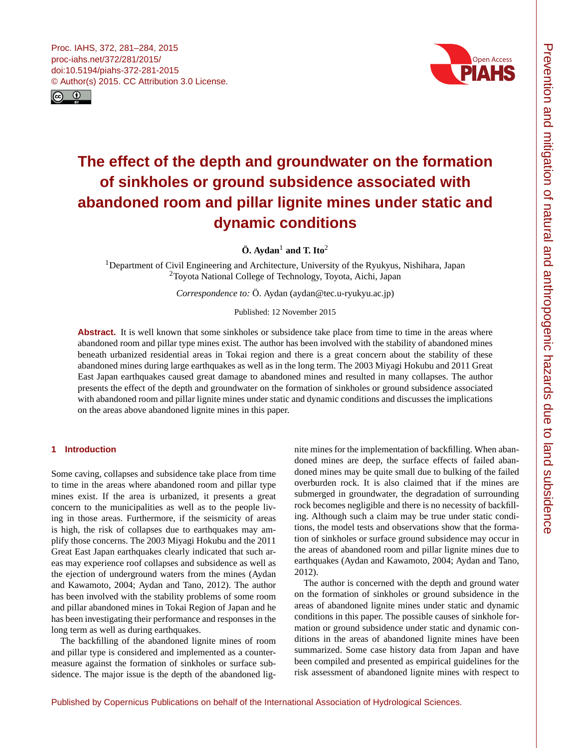# The effect of the depth and groundwater on the formation of sinkholes or ground subsidence associated with abandoned room and pillar lignite mines under static and dynamic conditions

**Ö. Aydan**[1] **and T. Ito**[2]

[1]Department of Civil Engineering and Architecture, University of the Ryukyus, Nishihara, Japan
[2]Toyota National College of Technology, Toyota, Aichi, Japan

*Correspondence to:* Ö. Aydan (aydan@tec.u-ryukyu.ac.jp)

Published: 12 November 2015

**Abstract.** It is well known that some sinkholes or subsidence take place from time to time in the areas where abandoned room and pillar type mines exist. The author has been involved with the stability of abandoned mines beneath urbanized residential areas in Tokai region and there is a great concern about the stability of these abandoned mines during large earthquakes as well as in the long term. The 2003 Miyagi Hokubu and 2011 Great East Japan earthquakes caused great damage to abandoned mines and resulted in many collapses. The author presents the effect of the depth and groundwater on the formation of sinkholes or ground subsidence associated with abandoned room and pillar lignite mines under static and dynamic conditions and discusses the implications on the areas above abandoned lignite mines in this paper.

## 1 Introduction

Some caving, collapses and subsidence take place from time to time in the areas where abandoned room and pillar type mines exist. If the area is urbanized, it presents a great concern to the municipalities as well as to the people living in those areas. Furthermore, if the seismicity of areas is high, the risk of collapses due to earthquakes may amplify those concerns. The 2003 Miyagi Hokubu and the 2011 Great East Japan earthquakes clearly indicated that such areas may experience roof collapses and subsidence as well as the ejection of underground waters from the mines (Aydan and Kawamoto, 2004; Aydan and Tano, 2012). The author has been involved with the stability problems of some room and pillar abandoned mines in Tokai Region of Japan and he has been investigating their performance and responses in the long term as well as during earthquakes.

The backfilling of the abandoned lignite mines of room and pillar type is considered and implemented as a countermeasure against the formation of sinkholes or surface subsidence. The major issue is the depth of the abandoned lignite mines for the implementation of backfilling. When abandoned mines are deep, the surface effects of failed abandoned mines may be quite small due to bulking of the failed overburden rock. It is also claimed that if the mines are submerged in groundwater, the degradation of surrounding rock becomes negligible and there is no necessity of backfilling. Although such a claim may be true under static conditions, the model tests and observations show that the formation of sinkholes or surface ground subsidence may occur in the areas of abandoned room and pillar lignite mines due to earthquakes (Aydan and Kawamoto, 2004; Aydan and Tano, 2012).

The author is concerned with the depth and ground water on the formation of sinkholes or ground subsidence in the areas of abandoned lignite mines under static and dynamic conditions in this paper. The possible causes of sinkhole formation or ground subsidence under static and dynamic conditions in the areas of abandoned lignite mines have been summarized. Some case history data from Japan and have been compiled and presented as empirical guidelines for the risk assessment of abandoned lignite mines with respect to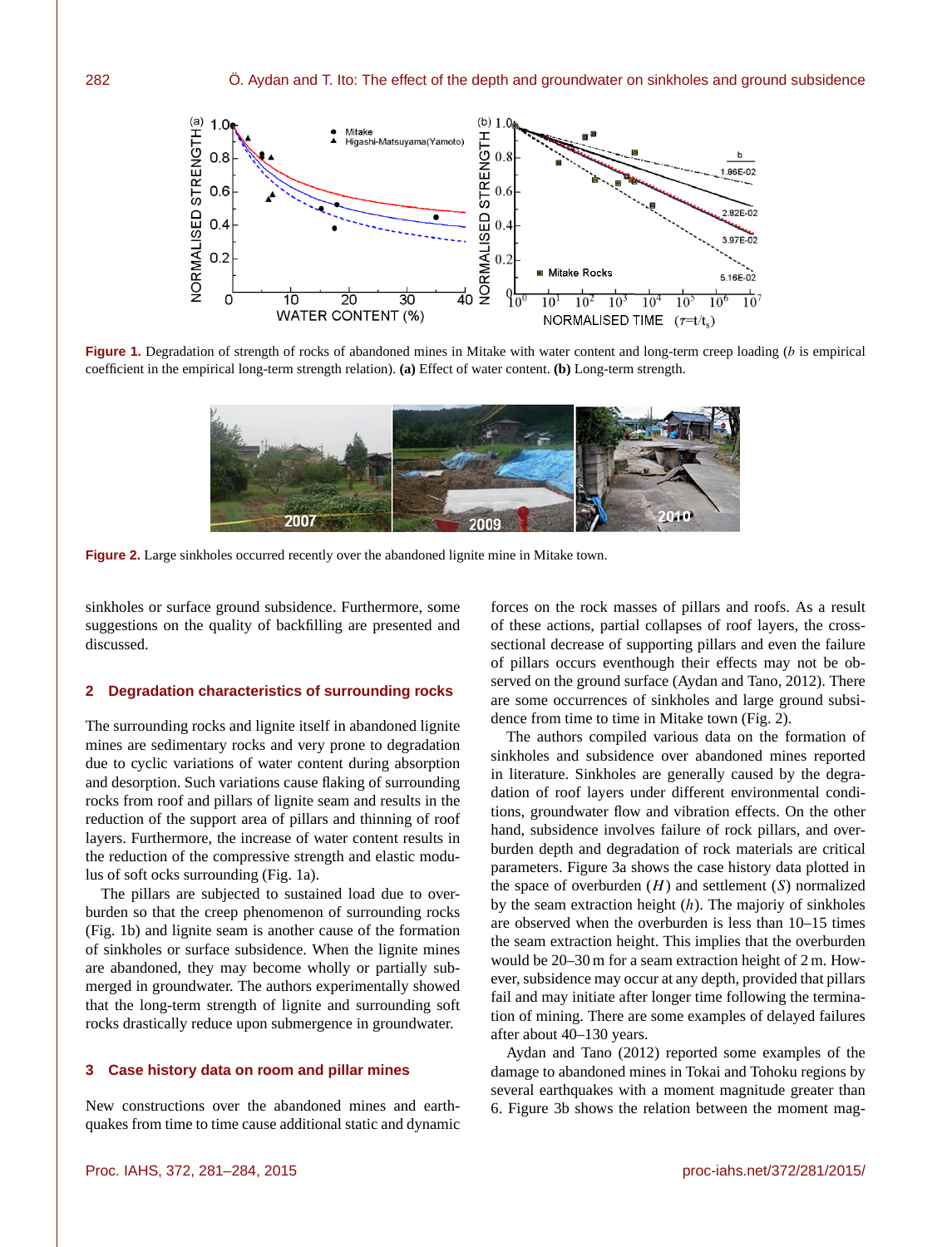**Figure 1.** Degradation of strength of rocks of abandoned mines in Mitake with water content and long-term creep loading ($b$ is empirical coefficient in the empirical long-term strength relation). **(a)** Effect of water content. **(b)** Long-term strength.

**Figure 2.** Large sinkholes occurred recently over the abandoned lignite mine in Mitake town.

sinkholes or surface ground subsidence. Furthermore, some suggestions on the quality of backfilling are presented and discussed.

## 2 Degradation characteristics of surrounding rocks

The surrounding rocks and lignite itself in abandoned lignite mines are sedimentary rocks and very prone to degradation due to cyclic variations of water content during absorption and desorption. Such variations cause flaking of surrounding rocks from roof and pillars of lignite seam and results in the reduction of the support area of pillars and thinning of roof layers. Furthermore, the increase of water content results in the reduction of the compressive strength and elastic modulus of soft ocks surrounding (Fig. 1a).

The pillars are subjected to sustained load due to overburden so that the creep phenomenon of surrounding rocks (Fig. 1b) and lignite seam is another cause of the formation of sinkholes or surface subsidence. When the lignite mines are abandoned, they may become wholly or partially submerged in groundwater. The authors experimentally showed that the long-term strength of lignite and surrounding soft rocks drastically reduce upon submergence in groundwater.

## 3 Case history data on room and pillar mines

New constructions over the abandoned mines and earthquakes from time to time cause additional static and dynamic forces on the rock masses of pillars and roofs. As a result of these actions, partial collapses of roof layers, the cross-sectional decrease of supporting pillars and even the failure of pillars occurs eventhough their effects may not be observed on the ground surface (Aydan and Tano, 2012). There are some occurrences of sinkholes and large ground subsidence from time to time in Mitake town (Fig. 2).

The authors compiled various data on the formation of sinkholes and subsidence over abandoned mines reported in literature. Sinkholes are generally caused by the degradation of roof layers under different environmental conditions, groundwater flow and vibration effects. On the other hand, subsidence involves failure of rock pillars, and overburden depth and degradation of rock materials are critical parameters. Figure 3a shows the case history data plotted in the space of overburden ($H$) and settlement ($S$) normalized by the seam extraction height ($h$). The majoriy of sinkholes are observed when the overburden is less than 10–15 times the seam extraction height. This implies that the overburden would be 20–30 m for a seam extraction height of 2 m. However, subsidence may occur at any depth, provided that pillars fail and may initiate after longer time following the termination of mining. There are some examples of delayed failures after about 40–130 years.

Aydan and Tano (2012) reported some examples of the damage to abandoned mines in Tokai and Tohoku regions by several earthquakes with a moment magnitude greater than 6. Figure 3b shows the relation between the moment mag-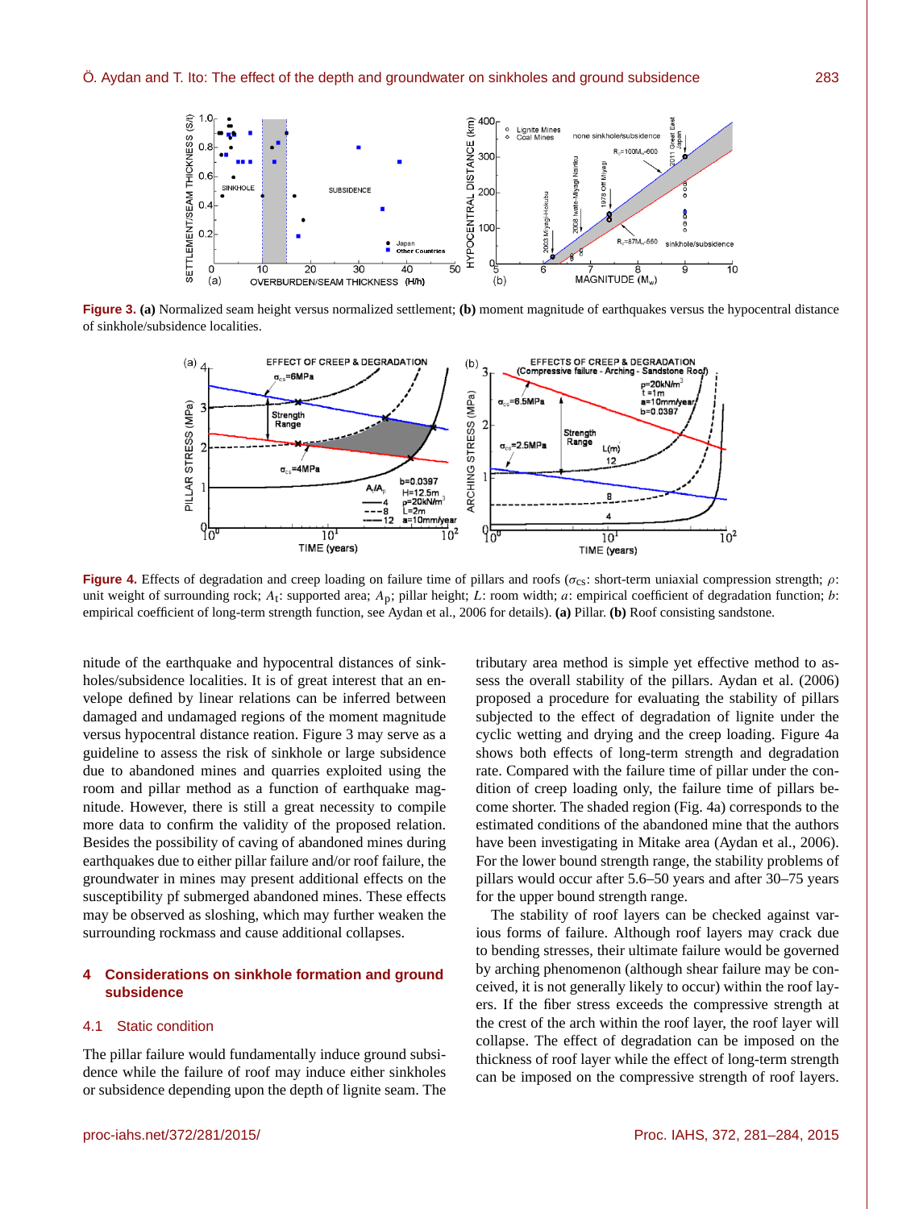**Figure 3.** **(a)** Normalized seam height versus normalized settlement; **(b)** moment magnitude of earthquakes versus the hypocentral distance of sinkhole/subsidence localities.

**Figure 4.** Effects of degradation and creep loading on failure time of pillars and roofs ($\sigma_{cs}$: short-term uniaxial compression strength; $\rho$: unit weight of surrounding rock; $A_t$: supported area; $A_p$; pillar height; $L$: room width; $a$: empirical coefficient of degradation function; $b$: empirical coefficient of long-term strength function, see Aydan et al., 2006 for details). **(a)** Pillar. **(b)** Roof consisting sandstone.

nitude of the earthquake and hypocentral distances of sinkholes/subsidence localities. It is of great interest that an envelope defined by linear relations can be inferred between damaged and undamaged regions of the moment magnitude versus hypocentral distance reation. Figure 3 may serve as a guideline to assess the risk of sinkhole or large subsidence due to abandoned mines and quarries exploited using the room and pillar method as a function of earthquake magnitude. However, there is still a great necessity to compile more data to confirm the validity of the proposed relation. Besides the possibility of caving of abandoned mines during earthquakes due to either pillar failure and/or roof failure, the groundwater in mines may present additional effects on the susceptibility pf submerged abandoned mines. These effects may be observed as sloshing, which may further weaken the surrounding rockmass and cause additional collapses.

## 4 Considerations on sinkhole formation and ground subsidence

### 4.1 Static condition

The pillar failure would fundamentally induce ground subsidence while the failure of roof may induce either sinkholes or subsidence depending upon the depth of lignite seam. The tributary area method is simple yet effective method to assess the overall stability of the pillars. Aydan et al. (2006) proposed a procedure for evaluating the stability of pillars subjected to the effect of degradation of lignite under the cyclic wetting and drying and the creep loading. Figure 4a shows both effects of long-term strength and degradation rate. Compared with the failure time of pillar under the condition of creep loading only, the failure time of pillars become shorter. The shaded region (Fig. 4a) corresponds to the estimated conditions of the abandoned mine that the authors have been investigating in Mitake area (Aydan et al., 2006). For the lower bound strength range, the stability problems of pillars would occur after 5.6–50 years and after 30–75 years for the upper bound strength range.

The stability of roof layers can be checked against various forms of failure. Although roof layers may crack due to bending stresses, their ultimate failure would be governed by arching phenomenon (although shear failure may be conceived, it is not generally likely to occur) within the roof layers. If the fiber stress exceeds the compressive strength at the crest of the arch within the roof layer, the roof layer will collapse. The effect of degradation can be imposed on the thickness of roof layer while the effect of long-term strength can be imposed on the compressive strength of roof layers.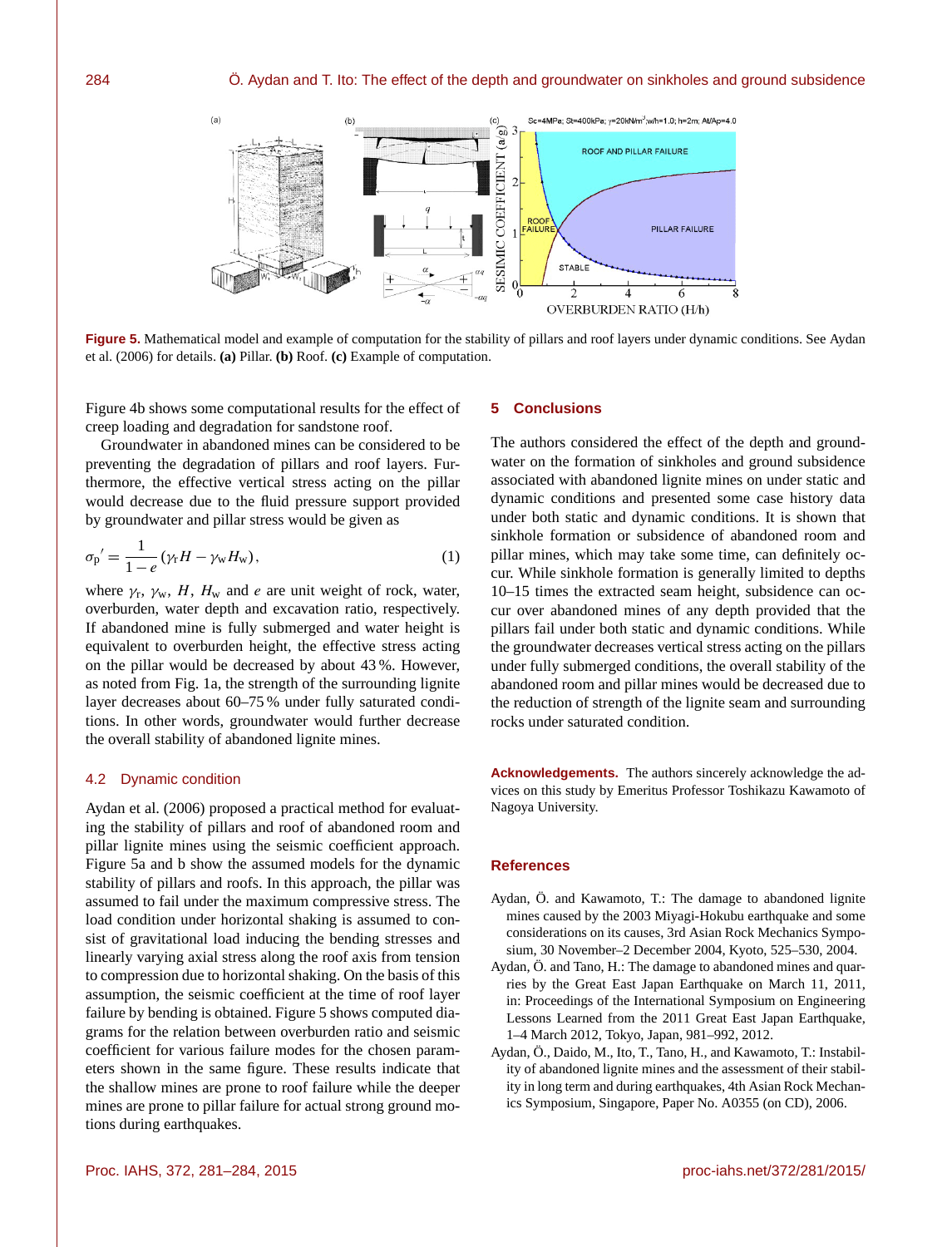(a)

(b)

(c) Sc=4MPa; St=400kPa; γ=20kN/m³; w/h=1.0; h=2m; At/Ap=4.0

SESIMIC COEFFICIENT (a/g)

ROOF AND PILLAR FAILURE

ROOF FAILURE

PILLAR FAILURE

STABLE

OVERBURDEN RATIO (H/h)

**Figure 5.** Mathematical model and example of computation for the stability of pillars and roof layers under dynamic conditions. See Aydan et al. (2006) for details. **(a)** Pillar. **(b)** Roof. **(c)** Example of computation.

Figure 4b shows some computational results for the effect of creep loading and degradation for sandstone roof.

Groundwater in abandoned mines can be considered to be preventing the degradation of pillars and roof layers. Furthermore, the effective vertical stress acting on the pillar would decrease due to the fluid pressure support provided by groundwater and pillar stress would be given as

$$\sigma_{\mathrm{p}}{}' = \frac{1}{1-e}(\gamma_{\mathrm{r}} H - \gamma_{\mathrm{w}} H_{\mathrm{w}}), \tag{1}$$

where $\gamma_{\mathrm{r}}$, $\gamma_{\mathrm{w}}$, $H$, $H_{\mathrm{w}}$ and $e$ are unit weight of rock, water, overburden, water depth and excavation ratio, respectively. If abandoned mine is fully submerged and water height is equivalent to overburden height, the effective stress acting on the pillar would be decreased by about 43 %. However, as noted from Fig. 1a, the strength of the surrounding lignite layer decreases about 60–75 % under fully saturated conditions. In other words, groundwater would further decrease the overall stability of abandoned lignite mines.

### 4.2 Dynamic condition

Aydan et al. (2006) proposed a practical method for evaluating the stability of pillars and roof of abandoned room and pillar lignite mines using the seismic coefficient approach. Figure 5a and b show the assumed models for the dynamic stability of pillars and roofs. In this approach, the pillar was assumed to fail under the maximum compressive stress. The load condition under horizontal shaking is assumed to consist of gravitational load inducing the bending stresses and linearly varying axial stress along the roof axis from tension to compression due to horizontal shaking. On the basis of this assumption, the seismic coefficient at the time of roof layer failure by bending is obtained. Figure 5 shows computed diagrams for the relation between overburden ratio and seismic coefficient for various failure modes for the chosen parameters shown in the same figure. These results indicate that the shallow mines are prone to roof failure while the deeper mines are prone to pillar failure for actual strong ground motions during earthquakes.

## 5 Conclusions

The authors considered the effect of the depth and groundwater on the formation of sinkholes and ground subsidence associated with abandoned lignite mines on under static and dynamic conditions and presented some case history data under both static and dynamic conditions. It is shown that sinkhole formation or subsidence of abandoned room and pillar mines, which may take some time, can definitely occur. While sinkhole formation is generally limited to depths 10–15 times the extracted seam height, subsidence can occur over abandoned mines of any depth provided that the pillars fail under both static and dynamic conditions. While the groundwater decreases vertical stress acting on the pillars under fully submerged conditions, the overall stability of the abandoned room and pillar mines would be decreased due to the reduction of strength of the lignite seam and surrounding rocks under saturated condition.

**Acknowledgements.** The authors sincerely acknowledge the advices on this study by Emeritus Professor Toshikazu Kawamoto of Nagoya University.

## References

Aydan, Ö. and Kawamoto, T.: The damage to abandoned lignite mines caused by the 2003 Miyagi-Hokubu earthquake and some considerations on its causes, 3rd Asian Rock Mechanics Symposium, 30 November–2 December 2004, Kyoto, 525–530, 2004.

Aydan, Ö. and Tano, H.: The damage to abandoned mines and quarries by the Great East Japan Earthquake on March 11, 2011, in: Proceedings of the International Symposium on Engineering Lessons Learned from the 2011 Great East Japan Earthquake, 1–4 March 2012, Tokyo, Japan, 981–992, 2012.

Aydan, Ö., Daido, M., Ito, T., Tano, H., and Kawamoto, T.: Instability of abandoned lignite mines and the assessment of their stability in long term and during earthquakes, 4th Asian Rock Mechanics Symposium, Singapore, Paper No. A0355 (on CD), 2006.